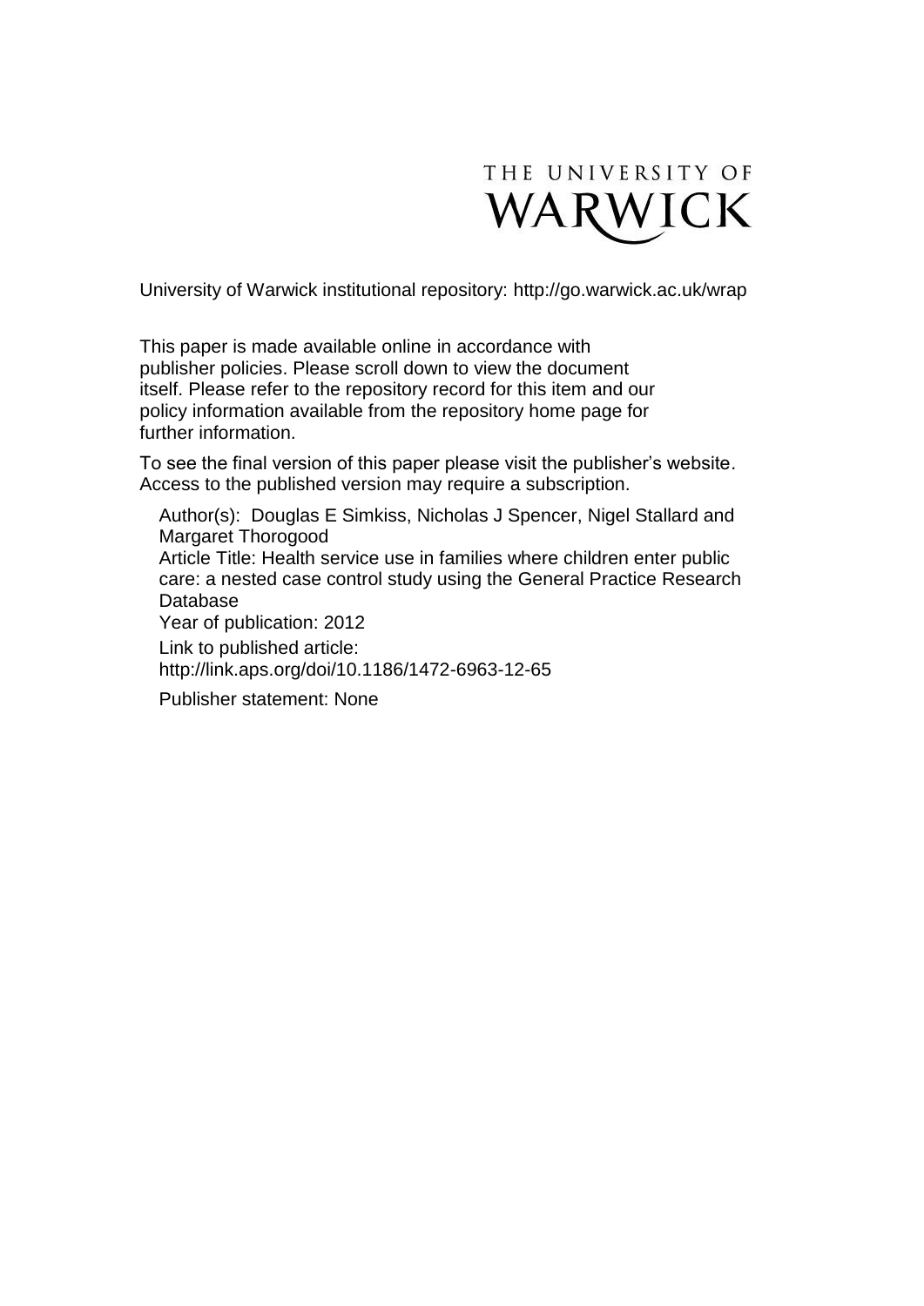THE UNIVERSITY OF WARWICK

University of Warwick institutional repository: http://go.warwick.ac.uk/wrap

This paper is made available online in accordance with publisher policies. Please scroll down to view the document itself. Please refer to the repository record for this item and our policy information available from the repository home page for further information.

To see the final version of this paper please visit the publisher's website. Access to the published version may require a subscription.

Author(s): Douglas E Simkiss, Nicholas J Spencer, Nigel Stallard and Margaret Thorogood

Article Title: Health service use in families where children enter public care: a nested case control study using the General Practice Research Database

Year of publication: 2012

Link to published article:
http://link.aps.org/doi/10.1186/1472-6963-12-65

Publisher statement: None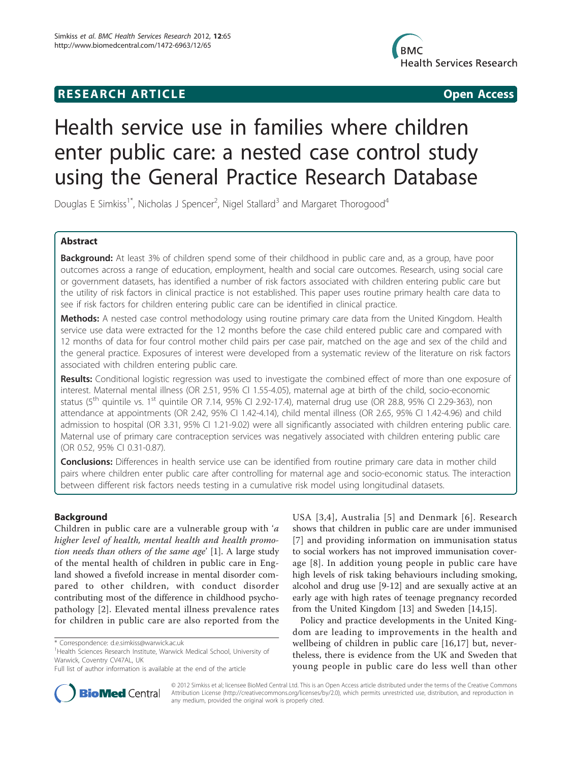# Health service use in families where children enter public care: a nested case control study using the General Practice Research Database

Douglas E Simkiss[1*], Nicholas J Spencer[2], Nigel Stallard[3] and Margaret Thorogood[4]

## Abstract

**Background:** At least 3% of children spend some of their childhood in public care and, as a group, have poor outcomes across a range of education, employment, health and social care outcomes. Research, using social care or government datasets, has identified a number of risk factors associated with children entering public care but the utility of risk factors in clinical practice is not established. This paper uses routine primary health care data to see if risk factors for children entering public care can be identified in clinical practice.

**Methods:** A nested case control methodology using routine primary care data from the United Kingdom. Health service use data were extracted for the 12 months before the case child entered public care and compared with 12 months of data for four control mother child pairs per case pair, matched on the age and sex of the child and the general practice. Exposures of interest were developed from a systematic review of the literature on risk factors associated with children entering public care.

**Results:** Conditional logistic regression was used to investigate the combined effect of more than one exposure of interest. Maternal mental illness (OR 2.51, 95% CI 1.55-4.05), maternal age at birth of the child, socio-economic status (5th quintile vs. 1st quintile OR 7.14, 95% CI 2.92-17.4), maternal drug use (OR 28.8, 95% CI 2.29-363), non attendance at appointments (OR 2.42, 95% CI 1.42-4.14), child mental illness (OR 2.65, 95% CI 1.42-4.96) and child admission to hospital (OR 3.31, 95% CI 1.21-9.02) were all significantly associated with children entering public care. Maternal use of primary care contraception services was negatively associated with children entering public care (OR 0.52, 95% CI 0.31-0.87).

**Conclusions:** Differences in health service use can be identified from routine primary care data in mother child pairs where children enter public care after controlling for maternal age and socio-economic status. The interaction between different risk factors needs testing in a cumulative risk model using longitudinal datasets.

## Background

Children in public care are a vulnerable group with '*a higher level of health, mental health and health promotion needs than others of the same age*' [1]. A large study of the mental health of children in public care in England showed a fivefold increase in mental disorder compared to other children, with conduct disorder contributing most of the difference in childhood psychopathology [2]. Elevated mental illness prevalence rates for children in public care are also reported from the USA [3,4], Australia [5] and Denmark [6]. Research shows that children in public care are under immunised [7] and providing information on immunisation status to social workers has not improved immunisation coverage [8]. In addition young people in public care have high levels of risk taking behaviours including smoking, alcohol and drug use [9-12] and are sexually active at an early age with high rates of teenage pregnancy recorded from the United Kingdom [13] and Sweden [14,15].

Policy and practice developments in the United Kingdom are leading to improvements in the health and wellbeing of children in public care [16,17] but, nevertheless, there is evidence from the UK and Sweden that young people in public care do less well than other

\* Correspondence: d.e.simkiss@warwick.ac.uk
[1]Health Sciences Research Institute, Warwick Medical School, University of Warwick, Coventry CV47AL, UK
Full list of author information is available at the end of the article

© 2012 Simkiss et al; licensee BioMed Central Ltd. This is an Open Access article distributed under the terms of the Creative Commons Attribution License (http://creativecommons.org/licenses/by/2.0), which permits unrestricted use, distribution, and reproduction in any medium, provided the original work is properly cited.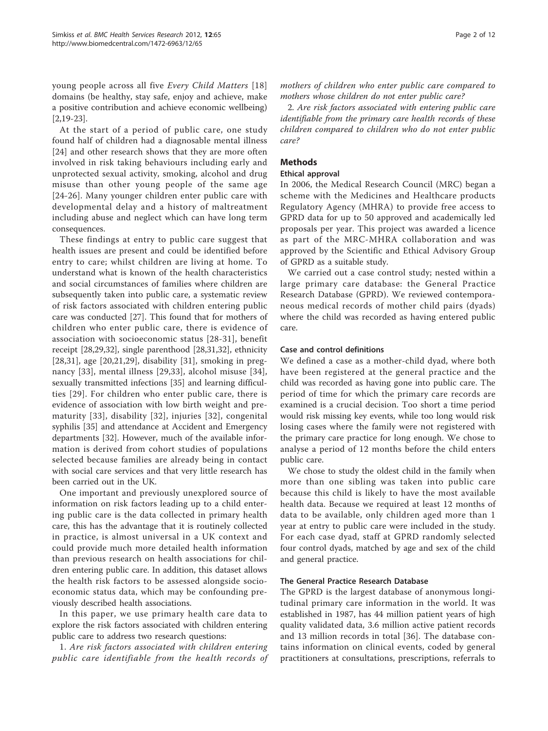young people across all five *Every Child Matters* [18] domains (be healthy, stay safe, enjoy and achieve, make a positive contribution and achieve economic wellbeing) [2,19-23].

At the start of a period of public care, one study found half of children had a diagnosable mental illness [24] and other research shows that they are more often involved in risk taking behaviours including early and unprotected sexual activity, smoking, alcohol and drug misuse than other young people of the same age [24-26]. Many younger children enter public care with developmental delay and a history of maltreatment including abuse and neglect which can have long term consequences.

These findings at entry to public care suggest that health issues are present and could be identified before entry to care; whilst children are living at home. To understand what is known of the health characteristics and social circumstances of families where children are subsequently taken into public care, a systematic review of risk factors associated with children entering public care was conducted [27]. This found that for mothers of children who enter public care, there is evidence of association with socioeconomic status [28-31], benefit receipt [28,29,32], single parenthood [28,31,32], ethnicity [28,31], age [20,21,29], disability [31], smoking in pregnancy [33], mental illness [29,33], alcohol misuse [34], sexually transmitted infections [35] and learning difficulties [29]. For children who enter public care, there is evidence of association with low birth weight and prematurity [33], disability [32], injuries [32], congenital syphilis [35] and attendance at Accident and Emergency departments [32]. However, much of the available information is derived from cohort studies of populations selected because families are already being in contact with social care services and that very little research has been carried out in the UK.

One important and previously unexplored source of information on risk factors leading up to a child entering public care is the data collected in primary health care, this has the advantage that it is routinely collected in practice, is almost universal in a UK context and could provide much more detailed health information than previous research on health associations for children entering public care. In addition, this dataset allows the health risk factors to be assessed alongside socio-economic status data, which may be confounding previously described health associations.

In this paper, we use primary health care data to explore the risk factors associated with children entering public care to address two research questions:

1. *Are risk factors associated with children entering public care identifiable from the health records of mothers of children who enter public care compared to mothers whose children do not enter public care?*

2. *Are risk factors associated with entering public care identifiable from the primary care health records of these children compared to children who do not enter public care?*

## Methods

### Ethical approval

In 2006, the Medical Research Council (MRC) began a scheme with the Medicines and Healthcare products Regulatory Agency (MHRA) to provide free access to GPRD data for up to 50 approved and academically led proposals per year. This project was awarded a licence as part of the MRC-MHRA collaboration and was approved by the Scientific and Ethical Advisory Group of GPRD as a suitable study.

We carried out a case control study; nested within a large primary care database: the General Practice Research Database (GPRD). We reviewed contemporaneous medical records of mother child pairs (dyads) where the child was recorded as having entered public care.

### Case and control definitions

We defined a case as a mother-child dyad, where both have been registered at the general practice and the child was recorded as having gone into public care. The period of time for which the primary care records are examined is a crucial decision. Too short a time period would risk missing key events, while too long would risk losing cases where the family were not registered with the primary care practice for long enough. We chose to analyse a period of 12 months before the child enters public care.

We chose to study the oldest child in the family when more than one sibling was taken into public care because this child is likely to have the most available health data. Because we required at least 12 months of data to be available, only children aged more than 1 year at entry to public care were included in the study. For each case dyad, staff at GPRD randomly selected four control dyads, matched by age and sex of the child and general practice.

### The General Practice Research Database

The GPRD is the largest database of anonymous longitudinal primary care information in the world. It was established in 1987, has 44 million patient years of high quality validated data, 3.6 million active patient records and 13 million records in total [36]. The database contains information on clinical events, coded by general practitioners at consultations, prescriptions, referrals to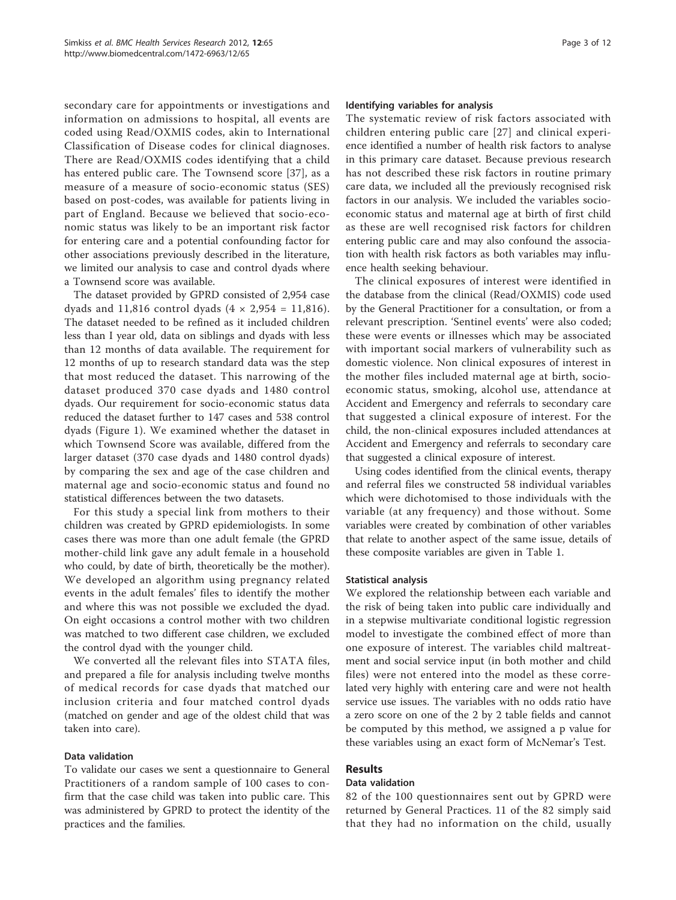secondary care for appointments or investigations and information on admissions to hospital, all events are coded using Read/OXMIS codes, akin to International Classification of Disease codes for clinical diagnoses. There are Read/OXMIS codes identifying that a child has entered public care. The Townsend score [37], as a measure of a measure of socio-economic status (SES) based on post-codes, was available for patients living in part of England. Because we believed that socio-economic status was likely to be an important risk factor for entering care and a potential confounding factor for other associations previously described in the literature, we limited our analysis to case and control dyads where a Townsend score was available.

The dataset provided by GPRD consisted of 2,954 case dyads and 11,816 control dyads (4 × 2,954 = 11,816). The dataset needed to be refined as it included children less than I year old, data on siblings and dyads with less than 12 months of data available. The requirement for 12 months of up to research standard data was the step that most reduced the dataset. This narrowing of the dataset produced 370 case dyads and 1480 control dyads. Our requirement for socio-economic status data reduced the dataset further to 147 cases and 538 control dyads (Figure 1). We examined whether the dataset in which Townsend Score was available, differed from the larger dataset (370 case dyads and 1480 control dyads) by comparing the sex and age of the case children and maternal age and socio-economic status and found no statistical differences between the two datasets.

For this study a special link from mothers to their children was created by GPRD epidemiologists. In some cases there was more than one adult female (the GPRD mother-child link gave any adult female in a household who could, by date of birth, theoretically be the mother). We developed an algorithm using pregnancy related events in the adult females' files to identify the mother and where this was not possible we excluded the dyad. On eight occasions a control mother with two children was matched to two different case children, we excluded the control dyad with the younger child.

We converted all the relevant files into STATA files, and prepared a file for analysis including twelve months of medical records for case dyads that matched our inclusion criteria and four matched control dyads (matched on gender and age of the oldest child that was taken into care).

### Data validation

To validate our cases we sent a questionnaire to General Practitioners of a random sample of 100 cases to confirm that the case child was taken into public care. This was administered by GPRD to protect the identity of the practices and the families.

### Identifying variables for analysis

The systematic review of risk factors associated with children entering public care [27] and clinical experience identified a number of health risk factors to analyse in this primary care dataset. Because previous research has not described these risk factors in routine primary care data, we included all the previously recognised risk factors in our analysis. We included the variables socio-economic status and maternal age at birth of first child as these are well recognised risk factors for children entering public care and may also confound the association with health risk factors as both variables may influence health seeking behaviour.

The clinical exposures of interest were identified in the database from the clinical (Read/OXMIS) code used by the General Practitioner for a consultation, or from a relevant prescription. 'Sentinel events' were also coded; these were events or illnesses which may be associated with important social markers of vulnerability such as domestic violence. Non clinical exposures of interest in the mother files included maternal age at birth, socio-economic status, smoking, alcohol use, attendance at Accident and Emergency and referrals to secondary care that suggested a clinical exposure of interest. For the child, the non-clinical exposures included attendances at Accident and Emergency and referrals to secondary care that suggested a clinical exposure of interest.

Using codes identified from the clinical events, therapy and referral files we constructed 58 individual variables which were dichotomised to those individuals with the variable (at any frequency) and those without. Some variables were created by combination of other variables that relate to another aspect of the same issue, details of these composite variables are given in Table 1.

### Statistical analysis

We explored the relationship between each variable and the risk of being taken into public care individually and in a stepwise multivariate conditional logistic regression model to investigate the combined effect of more than one exposure of interest. The variables child maltreatment and social service input (in both mother and child files) were not entered into the model as these correlated very highly with entering care and were not health service use issues. The variables with no odds ratio have a zero score on one of the 2 by 2 table fields and cannot be computed by this method, we assigned a p value for these variables using an exact form of McNemar's Test.

## Results

### Data validation

82 of the 100 questionnaires sent out by GPRD were returned by General Practices. 11 of the 82 simply said that they had no information on the child, usually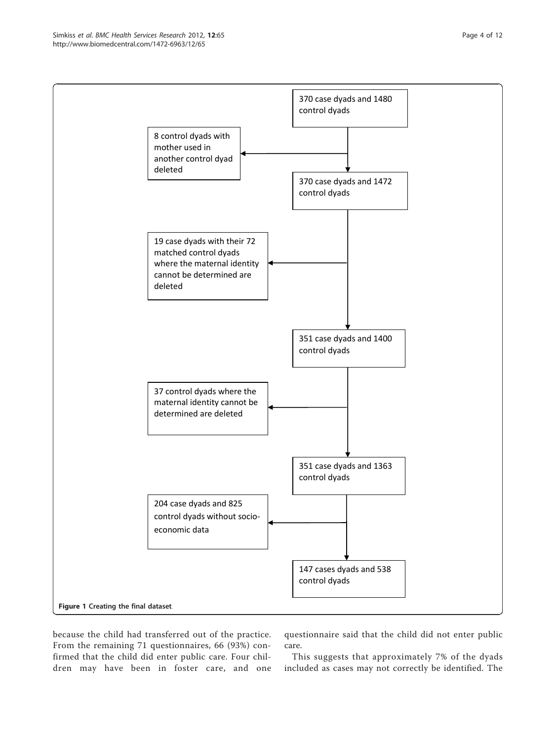370 case dyads and 1480 control dyads

8 control dyads with mother used in another control dyad deleted

370 case dyads and 1472 control dyads

19 case dyads with their 72 matched control dyads where the maternal identity cannot be determined are deleted

351 case dyads and 1400 control dyads

37 control dyads where the maternal identity cannot be determined are deleted

351 case dyads and 1363 control dyads

204 case dyads and 825 control dyads without socio-economic data

147 cases dyads and 538 control dyads

**Figure 1 Creating the final dataset**.

because the child had transferred out of the practice. From the remaining 71 questionnaires, 66 (93%) confirmed that the child did enter public care. Four children may have been in foster care, and one questionnaire said that the child did not enter public care.

This suggests that approximately 7% of the dyads included as cases may not correctly be identified. The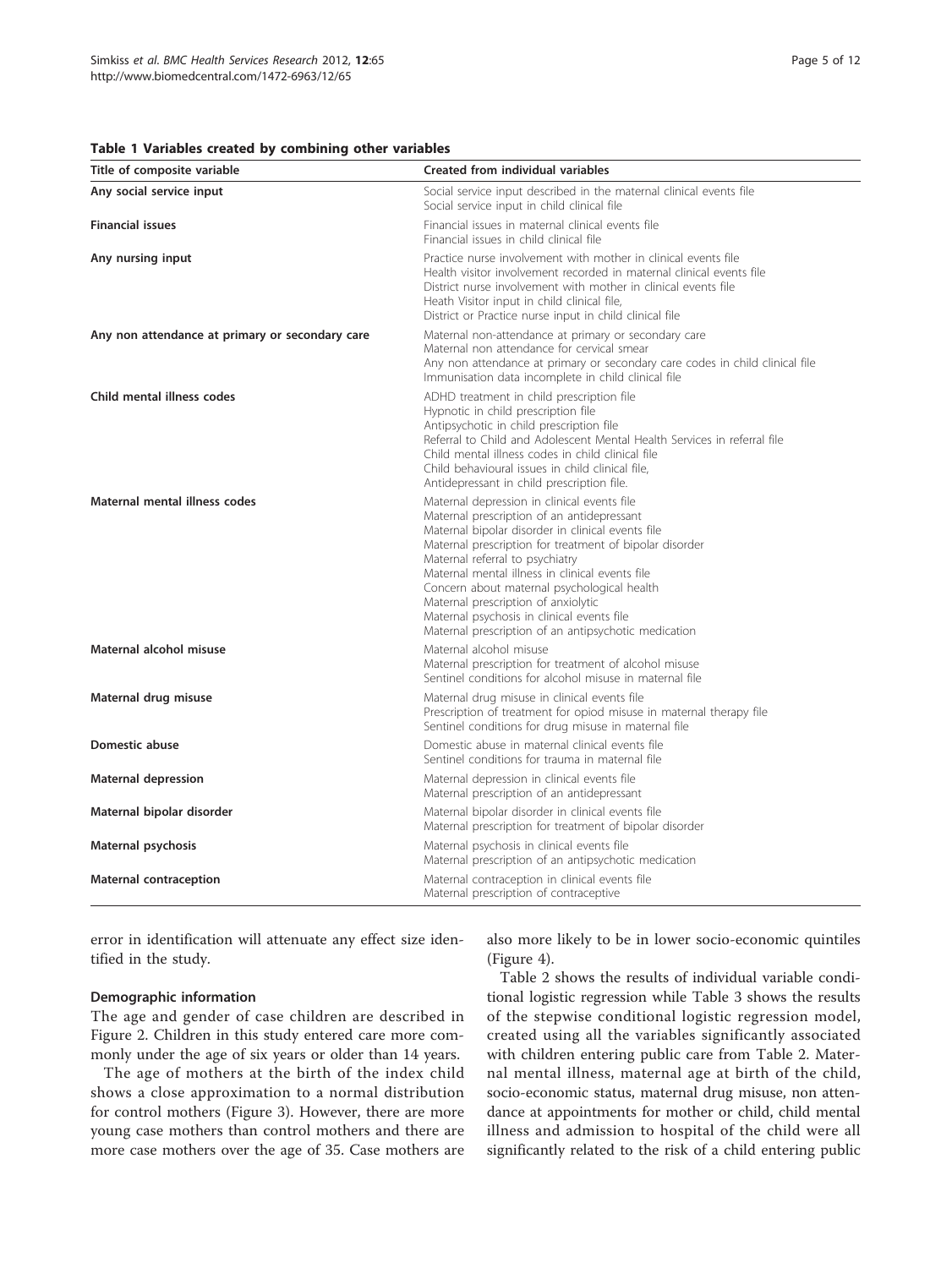**Table 1 Variables created by combining other variables**

| Title of composite variable | Created from individual variables |
| --- | --- |
| **Any social service input** | Social service input described in the maternal clinical events file<br>Social service input in child clinical file |
| **Financial issues** | Financial issues in maternal clinical events file<br>Financial issues in child clinical file |
| **Any nursing input** | Practice nurse involvement with mother in clinical events file<br>Health visitor involvement recorded in maternal clinical events file<br>District nurse involvement with mother in clinical events file<br>Heath Visitor input in child clinical file,<br>District or Practice nurse input in child clinical file |
| **Any non attendance at primary or secondary care** | Maternal non-attendance at primary or secondary care<br>Maternal non attendance for cervical smear<br>Any non attendance at primary or secondary care codes in child clinical file<br>Immunisation data incomplete in child clinical file |
| **Child mental illness codes** | ADHD treatment in child prescription file<br>Hypnotic in child prescription file<br>Antipsychotic in child prescription file<br>Referral to Child and Adolescent Mental Health Services in referral file<br>Child mental illness codes in child clinical file<br>Child behavioural issues in child clinical file,<br>Antidepressant in child prescription file. |
| **Maternal mental illness codes** | Maternal depression in clinical events file<br>Maternal prescription of an antidepressant<br>Maternal bipolar disorder in clinical events file<br>Maternal prescription for treatment of bipolar disorder<br>Maternal referral to psychiatry<br>Maternal mental illness in clinical events file<br>Concern about maternal psychological health<br>Maternal prescription of anxiolytic<br>Maternal psychosis in clinical events file<br>Maternal prescription of an antipsychotic medication |
| **Maternal alcohol misuse** | Maternal alcohol misuse<br>Maternal prescription for treatment of alcohol misuse<br>Sentinel conditions for alcohol misuse in maternal file |
| **Maternal drug misuse** | Maternal drug misuse in clinical events file<br>Prescription of treatment for opiod misuse in maternal therapy file<br>Sentinel conditions for drug misuse in maternal file |
| **Domestic abuse** | Domestic abuse in maternal clinical events file<br>Sentinel conditions for trauma in maternal file |
| **Maternal depression** | Maternal depression in clinical events file<br>Maternal prescription of an antidepressant |
| **Maternal bipolar disorder** | Maternal bipolar disorder in clinical events file<br>Maternal prescription for treatment of bipolar disorder |
| **Maternal psychosis** | Maternal psychosis in clinical events file<br>Maternal prescription of an antipsychotic medication |
| **Maternal contraception** | Maternal contraception in clinical events file<br>Maternal prescription of contraceptive |

error in identification will attenuate any effect size identified in the study.

### Demographic information

The age and gender of case children are described in Figure 2. Children in this study entered care more commonly under the age of six years or older than 14 years.

The age of mothers at the birth of the index child shows a close approximation to a normal distribution for control mothers (Figure 3). However, there are more young case mothers than control mothers and there are more case mothers over the age of 35. Case mothers are also more likely to be in lower socio-economic quintiles (Figure 4).

Table 2 shows the results of individual variable conditional logistic regression while Table 3 shows the results of the stepwise conditional logistic regression model, created using all the variables significantly associated with children entering public care from Table 2. Maternal mental illness, maternal age at birth of the child, socio-economic status, maternal drug misuse, non attendance at appointments for mother or child, child mental illness and admission to hospital of the child were all significantly related to the risk of a child entering public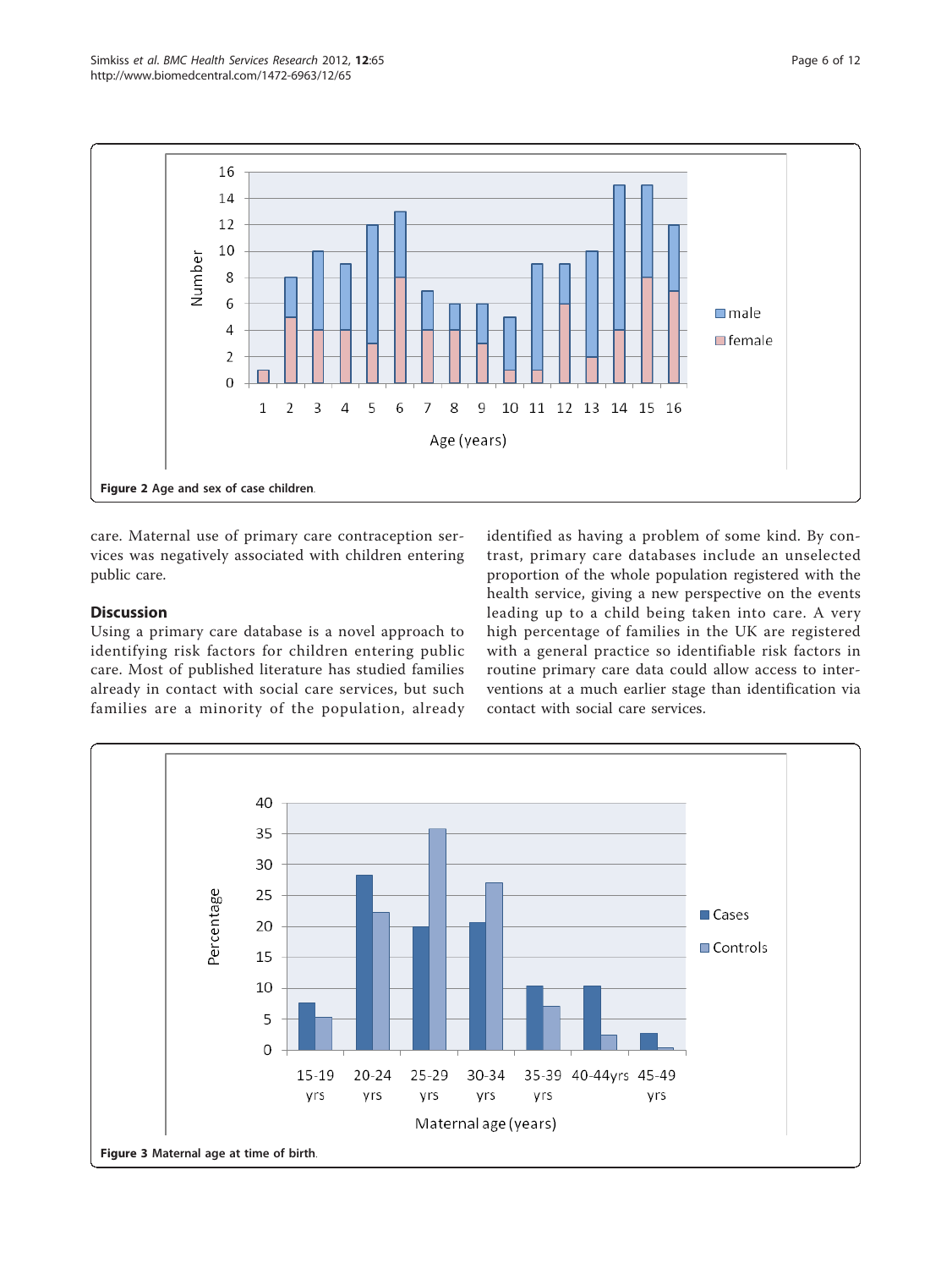Figure 2 Age and sex of case children.

care. Maternal use of primary care contraception services was negatively associated with children entering public care.

## Discussion

Using a primary care database is a novel approach to identifying risk factors for children entering public care. Most of published literature has studied families already in contact with social care services, but such families are a minority of the population, already identified as having a problem of some kind. By contrast, primary care databases include an unselected proportion of the whole population registered with the health service, giving a new perspective on the events leading up to a child being taken into care. A very high percentage of families in the UK are registered with a general practice so identifiable risk factors in routine primary care data could allow access to interventions at a much earlier stage than identification via contact with social care services.

Figure 3 Maternal age at time of birth.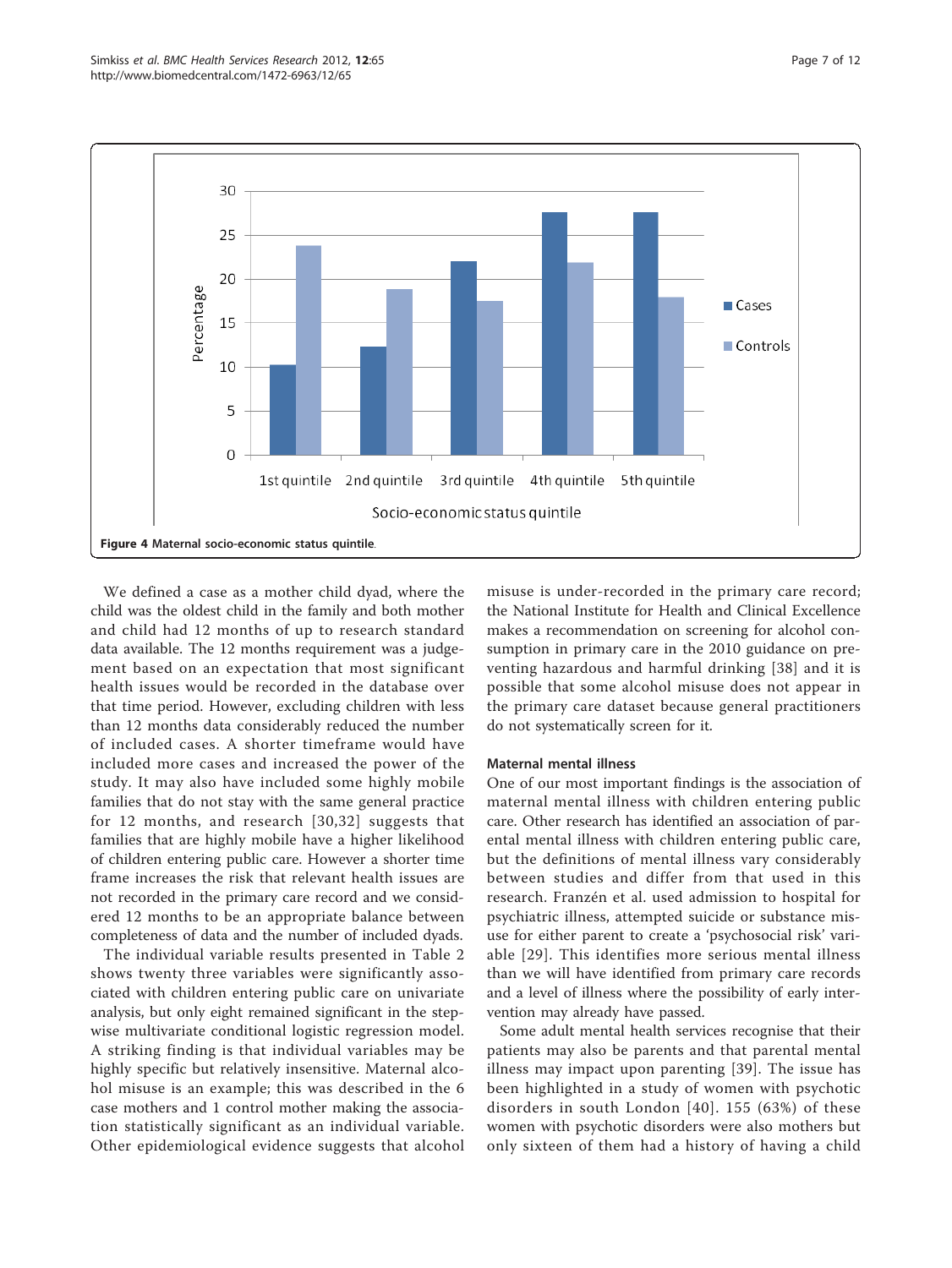**Figure 4 Maternal socio-economic status quintile.**

We defined a case as a mother child dyad, where the child was the oldest child in the family and both mother and child had 12 months of up to research standard data available. The 12 months requirement was a judgement based on an expectation that most significant health issues would be recorded in the database over that time period. However, excluding children with less than 12 months data considerably reduced the number of included cases. A shorter timeframe would have included more cases and increased the power of the study. It may also have included some highly mobile families that do not stay with the same general practice for 12 months, and research [30,32] suggests that families that are highly mobile have a higher likelihood of children entering public care. However a shorter time frame increases the risk that relevant health issues are not recorded in the primary care record and we considered 12 months to be an appropriate balance between completeness of data and the number of included dyads.

The individual variable results presented in Table 2 shows twenty three variables were significantly associated with children entering public care on univariate analysis, but only eight remained significant in the stepwise multivariate conditional logistic regression model. A striking finding is that individual variables may be highly specific but relatively insensitive. Maternal alcohol misuse is an example; this was described in the 6 case mothers and 1 control mother making the association statistically significant as an individual variable. Other epidemiological evidence suggests that alcohol misuse is under-recorded in the primary care record; the National Institute for Health and Clinical Excellence makes a recommendation on screening for alcohol consumption in primary care in the 2010 guidance on preventing hazardous and harmful drinking [38] and it is possible that some alcohol misuse does not appear in the primary care dataset because general practitioners do not systematically screen for it.

#### Maternal mental illness

One of our most important findings is the association of maternal mental illness with children entering public care. Other research has identified an association of parental mental illness with children entering public care, but the definitions of mental illness vary considerably between studies and differ from that used in this research. Franzén et al. used admission to hospital for psychiatric illness, attempted suicide or substance misuse for either parent to create a 'psychosocial risk' variable [29]. This identifies more serious mental illness than we will have identified from primary care records and a level of illness where the possibility of early intervention may already have passed.

Some adult mental health services recognise that their patients may also be parents and that parental mental illness may impact upon parenting [39]. The issue has been highlighted in a study of women with psychotic disorders in south London [40]. 155 (63%) of these women with psychotic disorders were also mothers but only sixteen of them had a history of having a child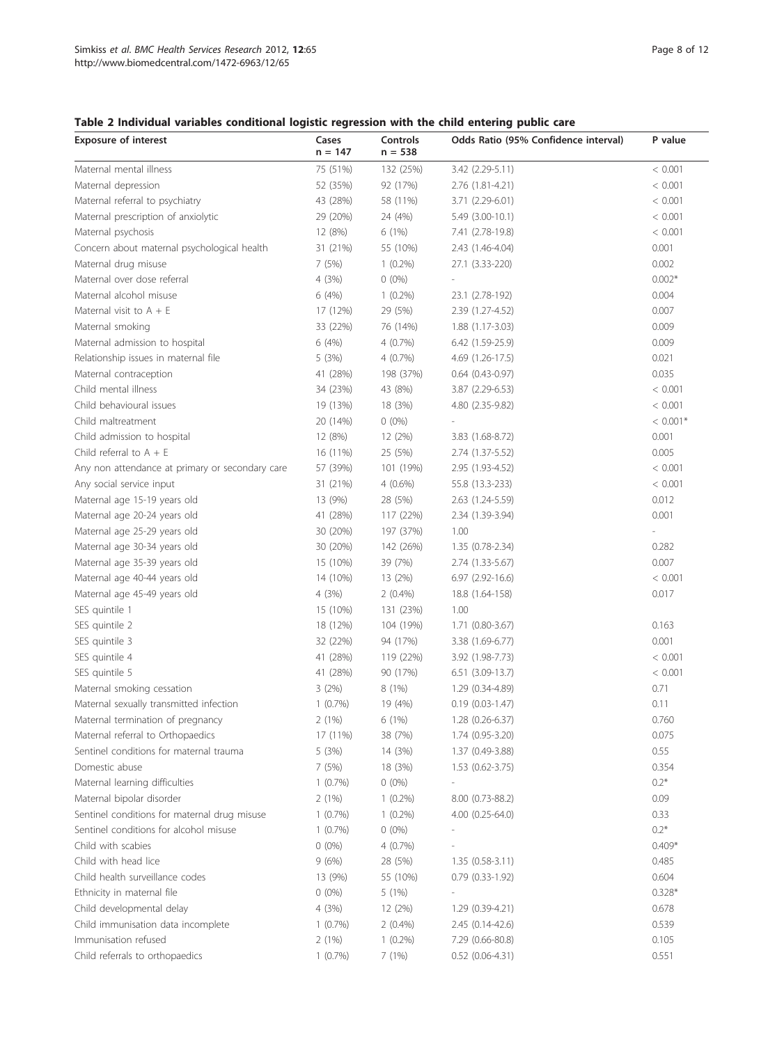**Table 2 Individual variables conditional logistic regression with the child entering public care**

| Exposure of interest | Cases n = 147 | Controls n = 538 | Odds Ratio (95% Confidence interval) | P value |
|---|---|---|---|---|
| Maternal mental illness | 75 (51%) | 132 (25%) | 3.42 (2.29-5.11) | < 0.001 |
| Maternal depression | 52 (35%) | 92 (17%) | 2.76 (1.81-4.21) | < 0.001 |
| Maternal referral to psychiatry | 43 (28%) | 58 (11%) | 3.71 (2.29-6.01) | < 0.001 |
| Maternal prescription of anxiolytic | 29 (20%) | 24 (4%) | 5.49 (3.00-10.1) | < 0.001 |
| Maternal psychosis | 12 (8%) | 6 (1%) | 7.41 (2.78-19.8) | < 0.001 |
| Concern about maternal psychological health | 31 (21%) | 55 (10%) | 2.43 (1.46-4.04) | 0.001 |
| Maternal drug misuse | 7 (5%) | 1 (0.2%) | 27.1 (3.33-220) | 0.002 |
| Maternal over dose referral | 4 (3%) | 0 (0%) | - | 0.002* |
| Maternal alcohol misuse | 6 (4%) | 1 (0.2%) | 23.1 (2.78-192) | 0.004 |
| Maternal visit to A + E | 17 (12%) | 29 (5%) | 2.39 (1.27-4.52) | 0.007 |
| Maternal smoking | 33 (22%) | 76 (14%) | 1.88 (1.17-3.03) | 0.009 |
| Maternal admission to hospital | 6 (4%) | 4 (0.7%) | 6.42 (1.59-25.9) | 0.009 |
| Relationship issues in maternal file | 5 (3%) | 4 (0.7%) | 4.69 (1.26-17.5) | 0.021 |
| Maternal contraception | 41 (28%) | 198 (37%) | 0.64 (0.43-0.97) | 0.035 |
| Child mental illness | 34 (23%) | 43 (8%) | 3.87 (2.29-6.53) | < 0.001 |
| Child behavioural issues | 19 (13%) | 18 (3%) | 4.80 (2.35-9.82) | < 0.001 |
| Child maltreatment | 20 (14%) | 0 (0%) | - | < 0.001* |
| Child admission to hospital | 12 (8%) | 12 (2%) | 3.83 (1.68-8.72) | 0.001 |
| Child referral to A + E | 16 (11%) | 25 (5%) | 2.74 (1.37-5.52) | 0.005 |
| Any non attendance at primary or secondary care | 57 (39%) | 101 (19%) | 2.95 (1.93-4.52) | < 0.001 |
| Any social service input | 31 (21%) | 4 (0.6%) | 55.8 (13.3-233) | < 0.001 |
| Maternal age 15-19 years old | 13 (9%) | 28 (5%) | 2.63 (1.24-5.59) | 0.012 |
| Maternal age 20-24 years old | 41 (28%) | 117 (22%) | 2.34 (1.39-3.94) | 0.001 |
| Maternal age 25-29 years old | 30 (20%) | 197 (37%) | 1.00 | - |
| Maternal age 30-34 years old | 30 (20%) | 142 (26%) | 1.35 (0.78-2.34) | 0.282 |
| Maternal age 35-39 years old | 15 (10%) | 39 (7%) | 2.74 (1.33-5.67) | 0.007 |
| Maternal age 40-44 years old | 14 (10%) | 13 (2%) | 6.97 (2.92-16.6) | < 0.001 |
| Maternal age 45-49 years old | 4 (3%) | 2 (0.4%) | 18.8 (1.64-158) | 0.017 |
| SES quintile 1 | 15 (10%) | 131 (23%) | 1.00 | |
| SES quintile 2 | 18 (12%) | 104 (19%) | 1.71 (0.80-3.67) | 0.163 |
| SES quintile 3 | 32 (22%) | 94 (17%) | 3.38 (1.69-6.77) | 0.001 |
| SES quintile 4 | 41 (28%) | 119 (22%) | 3.92 (1.98-7.73) | < 0.001 |
| SES quintile 5 | 41 (28%) | 90 (17%) | 6.51 (3.09-13.7) | < 0.001 |
| Maternal smoking cessation | 3 (2%) | 8 (1%) | 1.29 (0.34-4.89) | 0.71 |
| Maternal sexually transmitted infection | 1 (0.7%) | 19 (4%) | 0.19 (0.03-1.47) | 0.11 |
| Maternal termination of pregnancy | 2 (1%) | 6 (1%) | 1.28 (0.26-6.37) | 0.760 |
| Maternal referral to Orthopaedics | 17 (11%) | 38 (7%) | 1.74 (0.95-3.20) | 0.075 |
| Sentinel conditions for maternal trauma | 5 (3%) | 14 (3%) | 1.37 (0.49-3.88) | 0.55 |
| Domestic abuse | 7 (5%) | 18 (3%) | 1.53 (0.62-3.75) | 0.354 |
| Maternal learning difficulties | 1 (0.7%) | 0 (0%) | - | 0.2* |
| Maternal bipolar disorder | 2 (1%) | 1 (0.2%) | 8.00 (0.73-88.2) | 0.09 |
| Sentinel conditions for maternal drug misuse | 1 (0.7%) | 1 (0.2%) | 4.00 (0.25-64.0) | 0.33 |
| Sentinel conditions for alcohol misuse | 1 (0.7%) | 0 (0%) | - | 0.2* |
| Child with scabies | 0 (0%) | 4 (0.7%) | - | 0.409* |
| Child with head lice | 9 (6%) | 28 (5%) | 1.35 (0.58-3.11) | 0.485 |
| Child health surveillance codes | 13 (9%) | 55 (10%) | 0.79 (0.33-1.92) | 0.604 |
| Ethnicity in maternal file | 0 (0%) | 5 (1%) | - | 0.328* |
| Child developmental delay | 4 (3%) | 12 (2%) | 1.29 (0.39-4.21) | 0.678 |
| Child immunisation data incomplete | 1 (0.7%) | 2 (0.4%) | 2.45 (0.14-42.6) | 0.539 |
| Immunisation refused | 2 (1%) | 1 (0.2%) | 7.29 (0.66-80.8) | 0.105 |
| Child referrals to orthopaedics | 1 (0.7%) | 7 (1%) | 0.52 (0.06-4.31) | 0.551 |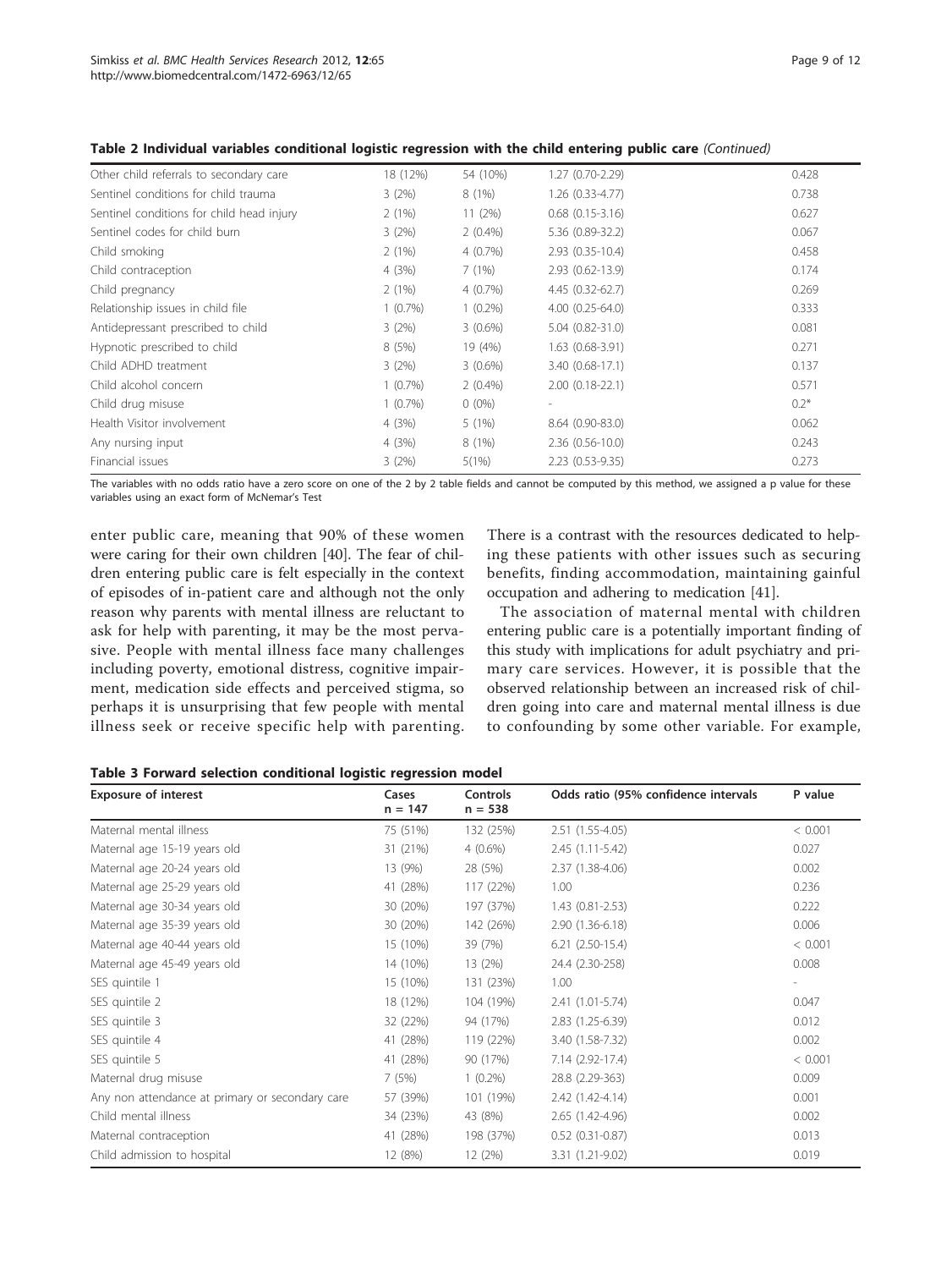**Table 2 Individual variables conditional logistic regression with the child entering public care** *(Continued)*

| | | | | |
|---|---|---|---|---|
| Other child referrals to secondary care | 18 (12%) | 54 (10%) | 1.27 (0.70-2.29) | 0.428 |
| Sentinel conditions for child trauma | 3 (2%) | 8 (1%) | 1.26 (0.33-4.77) | 0.738 |
| Sentinel conditions for child head injury | 2 (1%) | 11 (2%) | 0.68 (0.15-3.16) | 0.627 |
| Sentinel codes for child burn | 3 (2%) | 2 (0.4%) | 5.36 (0.89-32.2) | 0.067 |
| Child smoking | 2 (1%) | 4 (0.7%) | 2.93 (0.35-10.4) | 0.458 |
| Child contraception | 4 (3%) | 7 (1%) | 2.93 (0.62-13.9) | 0.174 |
| Child pregnancy | 2 (1%) | 4 (0.7%) | 4.45 (0.32-62.7) | 0.269 |
| Relationship issues in child file | 1 (0.7%) | 1 (0.2%) | 4.00 (0.25-64.0) | 0.333 |
| Antidepressant prescribed to child | 3 (2%) | 3 (0.6%) | 5.04 (0.82-31.0) | 0.081 |
| Hypnotic prescribed to child | 8 (5%) | 19 (4%) | 1.63 (0.68-3.91) | 0.271 |
| Child ADHD treatment | 3 (2%) | 3 (0.6%) | 3.40 (0.68-17.1) | 0.137 |
| Child alcohol concern | 1 (0.7%) | 2 (0.4%) | 2.00 (0.18-22.1) | 0.571 |
| Child drug misuse | 1 (0.7%) | 0 (0%) | - | 0.2* |
| Health Visitor involvement | 4 (3%) | 5 (1%) | 8.64 (0.90-83.0) | 0.062 |
| Any nursing input | 4 (3%) | 8 (1%) | 2.36 (0.56-10.0) | 0.243 |
| Financial issues | 3 (2%) | 5(1%) | 2.23 (0.53-9.35) | 0.273 |

The variables with no odds ratio have a zero score on one of the 2 by 2 table fields and cannot be computed by this method, we assigned a p value for these variables using an exact form of McNemar's Test

enter public care, meaning that 90% of these women were caring for their own children [40]. The fear of children entering public care is felt especially in the context of episodes of in-patient care and although not the only reason why parents with mental illness are reluctant to ask for help with parenting, it may be the most pervasive. People with mental illness face many challenges including poverty, emotional distress, cognitive impairment, medication side effects and perceived stigma, so perhaps it is unsurprising that few people with mental illness seek or receive specific help with parenting. There is a contrast with the resources dedicated to helping these patients with other issues such as securing benefits, finding accommodation, maintaining gainful occupation and adhering to medication [41].

The association of maternal mental with children entering public care is a potentially important finding of this study with implications for adult psychiatry and primary care services. However, it is possible that the observed relationship between an increased risk of children going into care and maternal mental illness is due to confounding by some other variable. For example,

**Table 3 Forward selection conditional logistic regression model**

| Exposure of interest | Cases n = 147 | Controls n = 538 | Odds ratio (95% confidence intervals | P value |
|---|---|---|---|---|
| Maternal mental illness | 75 (51%) | 132 (25%) | 2.51 (1.55-4.05) | < 0.001 |
| Maternal age 15-19 years old | 31 (21%) | 4 (0.6%) | 2.45 (1.11-5.42) | 0.027 |
| Maternal age 20-24 years old | 13 (9%) | 28 (5%) | 2.37 (1.38-4.06) | 0.002 |
| Maternal age 25-29 years old | 41 (28%) | 117 (22%) | 1.00 | 0.236 |
| Maternal age 30-34 years old | 30 (20%) | 197 (37%) | 1.43 (0.81-2.53) | 0.222 |
| Maternal age 35-39 years old | 30 (20%) | 142 (26%) | 2.90 (1.36-6.18) | 0.006 |
| Maternal age 40-44 years old | 15 (10%) | 39 (7%) | 6.21 (2.50-15.4) | < 0.001 |
| Maternal age 45-49 years old | 14 (10%) | 13 (2%) | 24.4 (2.30-258) | 0.008 |
| SES quintile 1 | 15 (10%) | 131 (23%) | 1.00 | - |
| SES quintile 2 | 18 (12%) | 104 (19%) | 2.41 (1.01-5.74) | 0.047 |
| SES quintile 3 | 32 (22%) | 94 (17%) | 2.83 (1.25-6.39) | 0.012 |
| SES quintile 4 | 41 (28%) | 119 (22%) | 3.40 (1.58-7.32) | 0.002 |
| SES quintile 5 | 41 (28%) | 90 (17%) | 7.14 (2.92-17.4) | < 0.001 |
| Maternal drug misuse | 7 (5%) | 1 (0.2%) | 28.8 (2.29-363) | 0.009 |
| Any non attendance at primary or secondary care | 57 (39%) | 101 (19%) | 2.42 (1.42-4.14) | 0.001 |
| Child mental illness | 34 (23%) | 43 (8%) | 2.65 (1.42-4.96) | 0.002 |
| Maternal contraception | 41 (28%) | 198 (37%) | 0.52 (0.31-0.87) | 0.013 |
| Child admission to hospital | 12 (8%) | 12 (2%) | 3.31 (1.21-9.02) | 0.019 |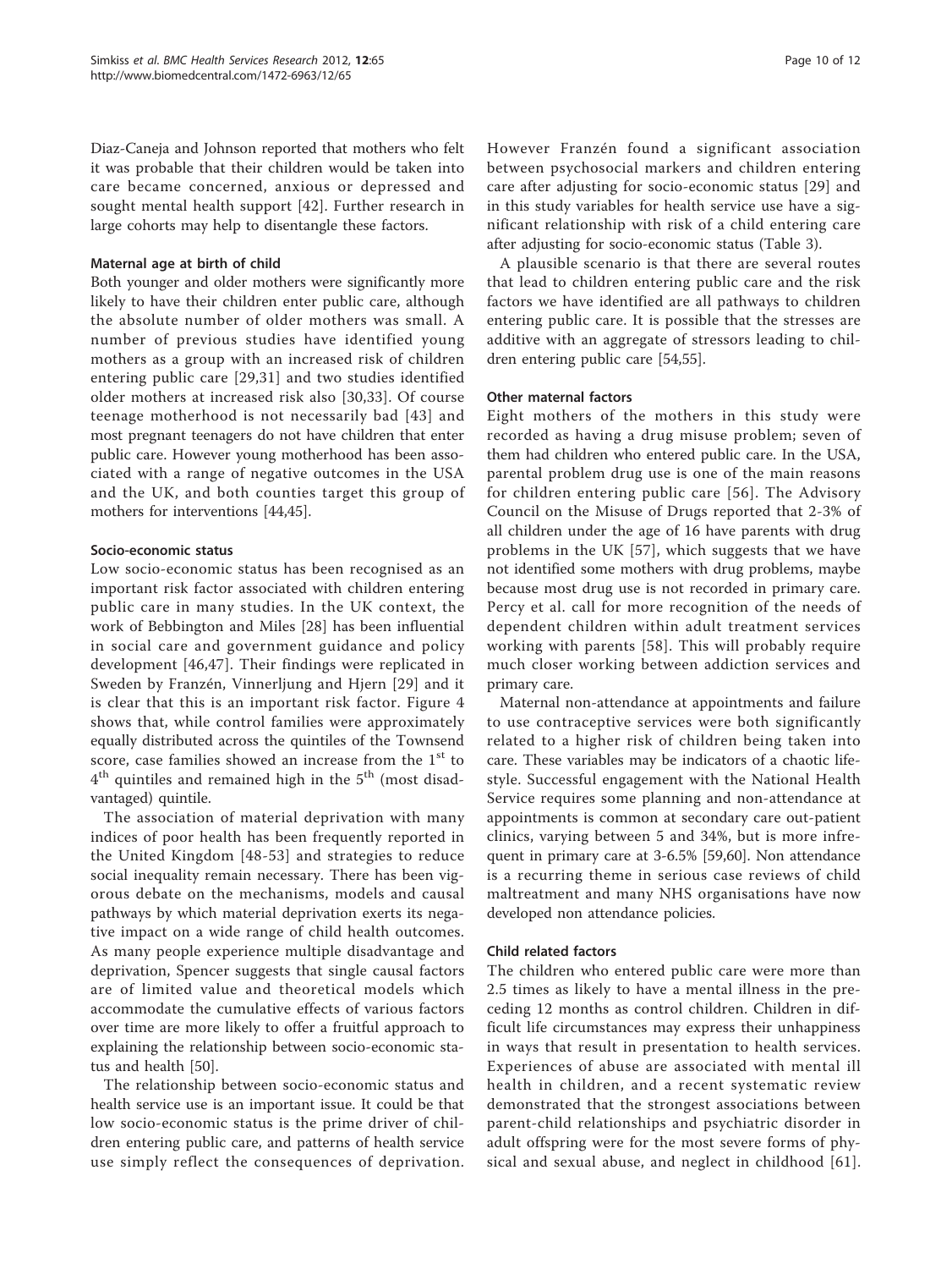Diaz-Caneja and Johnson reported that mothers who felt it was probable that their children would be taken into care became concerned, anxious or depressed and sought mental health support [42]. Further research in large cohorts may help to disentangle these factors.

### Maternal age at birth of child

Both younger and older mothers were significantly more likely to have their children enter public care, although the absolute number of older mothers was small. A number of previous studies have identified young mothers as a group with an increased risk of children entering public care [29,31] and two studies identified older mothers at increased risk also [30,33]. Of course teenage motherhood is not necessarily bad [43] and most pregnant teenagers do not have children that enter public care. However young motherhood has been associated with a range of negative outcomes in the USA and the UK, and both counties target this group of mothers for interventions [44,45].

### Socio-economic status

Low socio-economic status has been recognised as an important risk factor associated with children entering public care in many studies. In the UK context, the work of Bebbington and Miles [28] has been influential in social care and government guidance and policy development [46,47]. Their findings were replicated in Sweden by Franzén, Vinnerljung and Hjern [29] and it is clear that this is an important risk factor. Figure 4 shows that, while control families were approximately equally distributed across the quintiles of the Townsend score, case families showed an increase from the 1st to 4th quintiles and remained high in the 5th (most disadvantaged) quintile.

The association of material deprivation with many indices of poor health has been frequently reported in the United Kingdom [48-53] and strategies to reduce social inequality remain necessary. There has been vigorous debate on the mechanisms, models and causal pathways by which material deprivation exerts its negative impact on a wide range of child health outcomes. As many people experience multiple disadvantage and deprivation, Spencer suggests that single causal factors are of limited value and theoretical models which accommodate the cumulative effects of various factors over time are more likely to offer a fruitful approach to explaining the relationship between socio-economic status and health [50].

The relationship between socio-economic status and health service use is an important issue. It could be that low socio-economic status is the prime driver of children entering public care, and patterns of health service use simply reflect the consequences of deprivation. However Franzén found a significant association between psychosocial markers and children entering care after adjusting for socio-economic status [29] and in this study variables for health service use have a significant relationship with risk of a child entering care after adjusting for socio-economic status (Table 3).

A plausible scenario is that there are several routes that lead to children entering public care and the risk factors we have identified are all pathways to children entering public care. It is possible that the stresses are additive with an aggregate of stressors leading to children entering public care [54,55].

### Other maternal factors

Eight mothers of the mothers in this study were recorded as having a drug misuse problem; seven of them had children who entered public care. In the USA, parental problem drug use is one of the main reasons for children entering public care [56]. The Advisory Council on the Misuse of Drugs reported that 2-3% of all children under the age of 16 have parents with drug problems in the UK [57], which suggests that we have not identified some mothers with drug problems, maybe because most drug use is not recorded in primary care. Percy et al. call for more recognition of the needs of dependent children within adult treatment services working with parents [58]. This will probably require much closer working between addiction services and primary care.

Maternal non-attendance at appointments and failure to use contraceptive services were both significantly related to a higher risk of children being taken into care. These variables may be indicators of a chaotic lifestyle. Successful engagement with the National Health Service requires some planning and non-attendance at appointments is common at secondary care out-patient clinics, varying between 5 and 34%, but is more infrequent in primary care at 3-6.5% [59,60]. Non attendance is a recurring theme in serious case reviews of child maltreatment and many NHS organisations have now developed non attendance policies.

### Child related factors

The children who entered public care were more than 2.5 times as likely to have a mental illness in the preceding 12 months as control children. Children in difficult life circumstances may express their unhappiness in ways that result in presentation to health services. Experiences of abuse are associated with mental ill health in children, and a recent systematic review demonstrated that the strongest associations between parent-child relationships and psychiatric disorder in adult offspring were for the most severe forms of physical and sexual abuse, and neglect in childhood [61].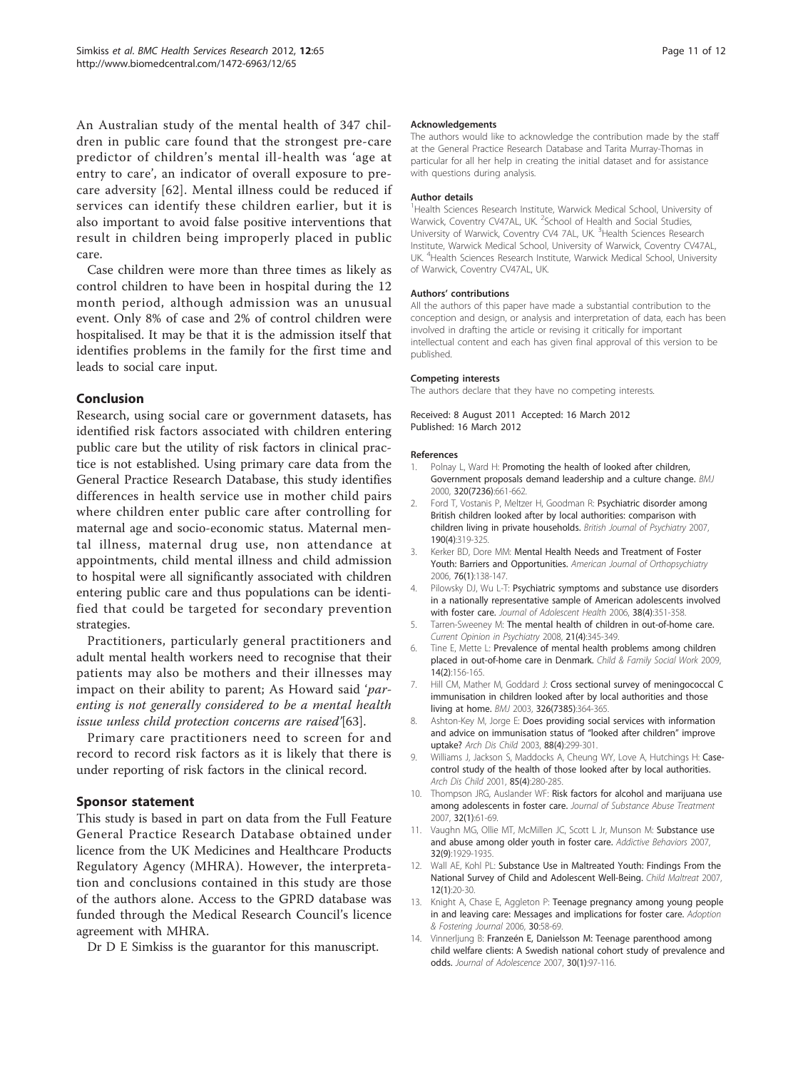An Australian study of the mental health of 347 children in public care found that the strongest pre-care predictor of children's mental ill-health was 'age at entry to care', an indicator of overall exposure to pre-care adversity [62]. Mental illness could be reduced if services can identify these children earlier, but it is also important to avoid false positive interventions that result in children being improperly placed in public care.

Case children were more than three times as likely as control children to have been in hospital during the 12 month period, although admission was an unusual event. Only 8% of case and 2% of control children were hospitalised. It may be that it is the admission itself that identifies problems in the family for the first time and leads to social care input.

## Conclusion

Research, using social care or government datasets, has identified risk factors associated with children entering public care but the utility of risk factors in clinical practice is not established. Using primary care data from the General Practice Research Database, this study identifies differences in health service use in mother child pairs where children enter public care after controlling for maternal age and socio-economic status. Maternal mental illness, maternal drug use, non attendance at appointments, child mental illness and child admission to hospital were all significantly associated with children entering public care and thus populations can be identified that could be targeted for secondary prevention strategies.

Practitioners, particularly general practitioners and adult mental health workers need to recognise that their patients may also be mothers and their illnesses may impact on their ability to parent; As Howard said '*parenting is not generally considered to be a mental health issue unless child protection concerns are raised*'[63].

Primary care practitioners need to screen for and record to record risk factors as it is likely that there is under reporting of risk factors in the clinical record.

## Sponsor statement

This study is based in part on data from the Full Feature General Practice Research Database obtained under licence from the UK Medicines and Healthcare Products Regulatory Agency (MHRA). However, the interpretation and conclusions contained in this study are those of the authors alone. Access to the GPRD database was funded through the Medical Research Council's licence agreement with MHRA.

Dr D E Simkiss is the guarantor for this manuscript.

#### Acknowledgements

The authors would like to acknowledge the contribution made by the staff at the General Practice Research Database and Tarita Murray-Thomas in particular for all her help in creating the initial dataset and for assistance with questions during analysis.

#### Author details

[1]Health Sciences Research Institute, Warwick Medical School, University of Warwick, Coventry CV47AL, UK. [2]School of Health and Social Studies, University of Warwick, Coventry CV4 7AL, UK. [3]Health Sciences Research Institute, Warwick Medical School, University of Warwick, Coventry CV47AL, UK. [4]Health Sciences Research Institute, Warwick Medical School, University of Warwick, Coventry CV47AL, UK.

#### Authors' contributions

All the authors of this paper have made a substantial contribution to the conception and design, or analysis and interpretation of data, each has been involved in drafting the article or revising it critically for important intellectual content and each has given final approval of this version to be published.

#### Competing interests

The authors declare that they have no competing interests.

Received: 8 August 2011 Accepted: 16 March 2012
Published: 16 March 2012

#### References

1. Polnay L, Ward H: **Promoting the health of looked after children, Government proposals demand leadership and a culture change.** *BMJ* 2000, **320(7236)**:661-662.
2. Ford T, Vostanis P, Meltzer H, Goodman R: **Psychiatric disorder among British children looked after by local authorities: comparison with children living in private households.** *British Journal of Psychiatry* 2007, **190(4)**:319-325.
3. Kerker BD, Dore MM: **Mental Health Needs and Treatment of Foster Youth: Barriers and Opportunities.** *American Journal of Orthopsychiatry* 2006, **76(1)**:138-147.
4. Pilowsky DJ, Wu L-T: **Psychiatric symptoms and substance use disorders in a nationally representative sample of American adolescents involved with foster care.** *Journal of Adolescent Health* 2006, **38(4)**:351-358.
5. Tarren-Sweeney M: **The mental health of children in out-of-home care.** *Current Opinion in Psychiatry* 2008, **21(4)**:345-349.
6. Tine E, Mette L: **Prevalence of mental health problems among children placed in out-of-home care in Denmark.** *Child & Family Social Work* 2009, **14(2)**:156-165.
7. Hill CM, Mather M, Goddard J: **Cross sectional survey of meningococcal C immunisation in children looked after by local authorities and those living at home.** *BMJ* 2003, **326(7385)**:364-365.
8. Ashton-Key M, Jorge E: **Does providing social services with information and advice on immunisation status of "looked after children" improve uptake?** *Arch Dis Child* 2003, **88(4)**:299-301.
9. Williams J, Jackson S, Maddocks A, Cheung WY, Love A, Hutchings H: **Case-control study of the health of those looked after by local authorities.** *Arch Dis Child* 2001, **85(4)**:280-285.
10. Thompson JRG, Auslander WF: **Risk factors for alcohol and marijuana use among adolescents in foster care.** *Journal of Substance Abuse Treatment* 2007, **32(1)**:61-69.
11. Vaughn MG, Ollie MT, McMillen JC, Scott L Jr, Munson M: **Substance use and abuse among older youth in foster care.** *Addictive Behaviors* 2007, **32(9)**:1929-1935.
12. Wall AE, Kohl PL: **Substance Use in Maltreated Youth: Findings From the National Survey of Child and Adolescent Well-Being.** *Child Maltreat* 2007, **12(1)**:20-30.
13. Knight A, Chase E, Aggleton P: **Teenage pregnancy among young people in and leaving care: Messages and implications for foster care.** *Adoption & Fostering Journal* 2006, **30**:58-69.
14. Vinnerljung B: **Franzeén E, Danielsson M: Teenage parenthood among child welfare clients: A Swedish national cohort study of prevalence and odds.** *Journal of Adolescence* 2007, **30(1)**:97-116.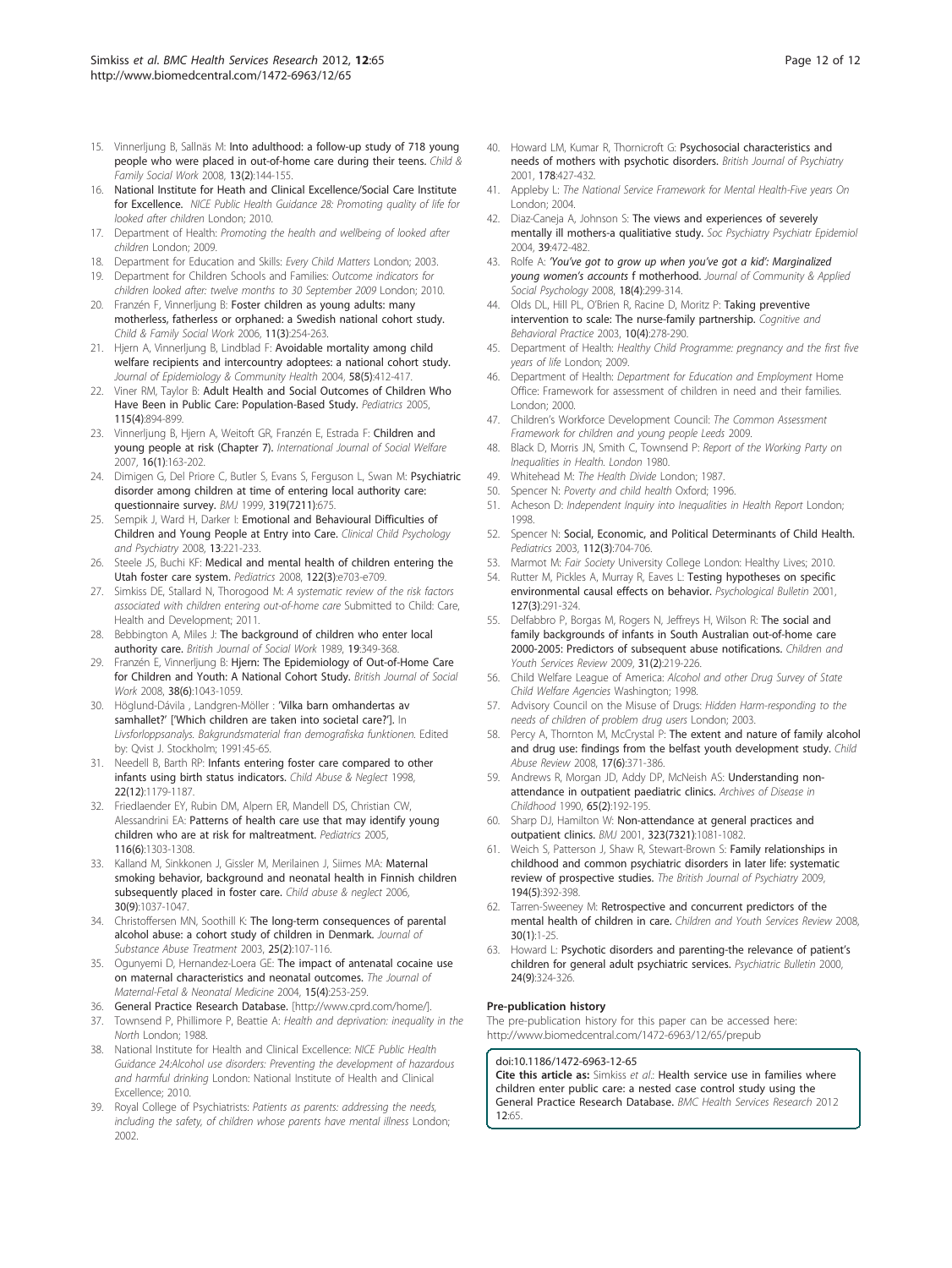15. Vinnerljung B, Sallnäs M: **Into adulthood: a follow-up study of 718 young people who were placed in out-of-home care during their teens.** *Child & Family Social Work* 2008, **13(2)**:144-155.
16. **National Institute for Heath and Clinical Excellence/Social Care Institute for Excellence.** *NICE Public Health Guidance 28: Promoting quality of life for looked after children* London; 2010.
17. Department of Health: *Promoting the health and wellbeing of looked after children* London; 2009.
18. Department for Education and Skills: *Every Child Matters* London; 2003.
19. Department for Children Schools and Families: *Outcome indicators for children looked after: twelve months to 30 September 2009* London; 2010.
20. Franzén F, Vinnerljung B: **Foster children as young adults: many motherless, fatherless or orphaned: a Swedish national cohort study.** *Child & Family Social Work* 2006, **11(3)**:254-263.
21. Hjern A, Vinnerljung B, Lindblad F: **Avoidable mortality among child welfare recipients and intercountry adoptees: a national cohort study.** *Journal of Epidemiology & Community Health* 2004, **58(5)**:412-417.
22. Viner RM, Taylor B: **Adult Health and Social Outcomes of Children Who Have Been in Public Care: Population-Based Study.** *Pediatrics* 2005, **115(4)**:894-899.
23. Vinnerljung B, Hjern A, Weitoft GR, Franzén E, Estrada F: **Children and young people at risk (Chapter 7).** *International Journal of Social Welfare* 2007, **16(1)**:163-202.
24. Dimigen G, Del Priore C, Butler S, Evans S, Ferguson L, Swan M: **Psychiatric disorder among children at time of entering local authority care: questionnaire survey.** *BMJ* 1999, **319(7211)**:675.
25. Sempik J, Ward H, Darker I: **Emotional and Behavioural Difficulties of Children and Young People at Entry into Care.** *Clinical Child Psychology and Psychiatry* 2008, **13**:221-233.
26. Steele JS, Buchi KF: **Medical and mental health of children entering the Utah foster care system.** *Pediatrics* 2008, **122(3)**:e703-e709.
27. Simkiss DE, Stallard N, Thorogood M: *A systematic review of the risk factors associated with children entering out-of-home care* Submitted to Child: Care, Health and Development; 2011.
28. Bebbington A, Miles J: **The background of children who enter local authority care.** *British Journal of Social Work* 1989, **19**:349-368.
29. Franzén E, Vinnerljung B: **Hjern: The Epidemiology of Out-of-Home Care for Children and Youth: A National Cohort Study.** *British Journal of Social Work* 2008, **38(6)**:1043-1059.
30. Höglund-Dávila , Landgren-Möller : **'Vilka barn omhandertas av samhallet?' ['Which children are taken into societal care?'].** In *Livsforloppsanalys. Bakgrundsmaterial fran demografiska funktionen.* Edited by: Qvist J. Stockholm; 1991:45-65.
31. Needell B, Barth RP: **Infants entering foster care compared to other infants using birth status indicators.** *Child Abuse & Neglect* 1998, **22(12)**:1179-1187.
32. Friedlaender EY, Rubin DM, Alpern ER, Mandell DS, Christian CW, Alessandrini EA: **Patterns of health care use that may identify young children who are at risk for maltreatment.** *Pediatrics* 2005, **116(6)**:1303-1308.
33. Kalland M, Sinkkonen J, Gissler M, Merilainen J, Siimes MA: **Maternal smoking behavior, background and neonatal health in Finnish children subsequently placed in foster care.** *Child abuse & neglect* 2006, **30(9)**:1037-1047.
34. Christoffersen MN, Soothill K: **The long-term consequences of parental alcohol abuse: a cohort study of children in Denmark.** *Journal of Substance Abuse Treatment* 2003, **25(2)**:107-116.
35. Ogunyemi D, Hernandez-Loera GE: **The impact of antenatal cocaine use on maternal characteristics and neonatal outcomes.** *The Journal of Maternal-Fetal & Neonatal Medicine* 2004, **15(4)**:253-259.
36. **General Practice Research Database.** [http://www.cprd.com/home/].
37. Townsend P, Phillimore P, Beattie A: *Health and deprivation: inequality in the North* London; 1988.
38. National Institute for Health and Clinical Excellence: *NICE Public Health Guidance 24:Alcohol use disorders: Preventing the development of hazardous and harmful drinking* London: National Institute of Health and Clinical Excellence; 2010.
39. Royal College of Psychiatrists: *Patients as parents: addressing the needs, including the safety, of children whose parents have mental illness* London; 2002.
40. Howard LM, Kumar R, Thornicroft G: **Psychosocial characteristics and needs of mothers with psychotic disorders.** *British Journal of Psychiatry* 2001, **178**:427-432.
41. Appleby L: *The National Service Framework for Mental Health-Five years On* London; 2004.
42. Diaz-Caneja A, Johnson S: **The views and experiences of severely mentally ill mothers-a qualitiative study.** *Soc Psychiatry Psychiatr Epidemiol* 2004, **39**:472-482.
43. Rolfe A: ***'You've got to grow up when you've got a kid': Marginalized young women's accounts* f motherhood.** *Journal of Community & Applied Social Psychology* 2008, **18(4)**:299-314.
44. Olds DL, Hill PL, O'Brien R, Racine D, Moritz P: **Taking preventive intervention to scale: The nurse-family partnership.** *Cognitive and Behavioral Practice* 2003, **10(4)**:278-290.
45. Department of Health: *Healthy Child Programme: pregnancy and the first five years of life* London; 2009.
46. Department of Health: *Department for Education and Employment* Home Office: Framework for assessment of children in need and their families. London; 2000.
47. Children's Workforce Development Council: *The Common Assessment Framework for children and young people Leeds* 2009.
48. Black D, Morris JN, Smith C, Townsend P: *Report of the Working Party on Inequalities in Health. London* 1980.
49. Whitehead M: *The Health Divide* London; 1987.
50. Spencer N: *Poverty and child health* Oxford; 1996.
51. Acheson D: *Independent Inquiry into Inequalities in Health Report* London; 1998.
52. Spencer N: **Social, Economic, and Political Determinants of Child Health.** *Pediatrics* 2003, **112(3)**:704-706.
53. Marmot M: *Fair Society* University College London: Healthy Lives; 2010.
54. Rutter M, Pickles A, Murray R, Eaves L: **Testing hypotheses on specific environmental causal effects on behavior.** *Psychological Bulletin* 2001, **127(3)**:291-324.
55. Delfabbro P, Borgas M, Rogers N, Jeffreys H, Wilson R: **The social and family backgrounds of infants in South Australian out-of-home care 2000-2005: Predictors of subsequent abuse notifications.** *Children and Youth Services Review* 2009, **31(2)**:219-226.
56. Child Welfare League of America: *Alcohol and other Drug Survey of State Child Welfare Agencies* Washington; 1998.
57. Advisory Council on the Misuse of Drugs: *Hidden Harm-responding to the needs of children of problem drug users* London; 2003.
58. Percy A, Thornton M, McCrystal P: **The extent and nature of family alcohol and drug use: findings from the belfast youth development study.** *Child Abuse Review* 2008, **17(6)**:371-386.
59. Andrews R, Morgan JD, Addy DP, McNeish AS: **Understanding non-attendance in outpatient paediatric clinics.** *Archives of Disease in Childhood* 1990, **65(2)**:192-195.
60. Sharp DJ, Hamilton W: **Non-attendance at general practices and outpatient clinics.** *BMJ* 2001, **323(7321)**:1081-1082.
61. Weich S, Patterson J, Shaw R, Stewart-Brown S: **Family relationships in childhood and common psychiatric disorders in later life: systematic review of prospective studies.** *The British Journal of Psychiatry* 2009, **194(5)**:392-398.
62. Tarren-Sweeney M: **Retrospective and concurrent predictors of the mental health of children in care.** *Children and Youth Services Review* 2008, **30(1)**:1-25.
63. Howard L: **Psychotic disorders and parenting-the relevance of patient's children for general adult psychiatric services.** *Psychiatric Bulletin* 2000, **24(9)**:324-326.

### Pre-publication history

The pre-publication history for this paper can be accessed here: http://www.biomedcentral.com/1472-6963/12/65/prepub

doi:10.1186/1472-6963-12-65

**Cite this article as:** Simkiss *et al.*: Health service use in families where children enter public care: a nested case control study using the General Practice Research Database. *BMC Health Services Research* 2012 **12**:65.